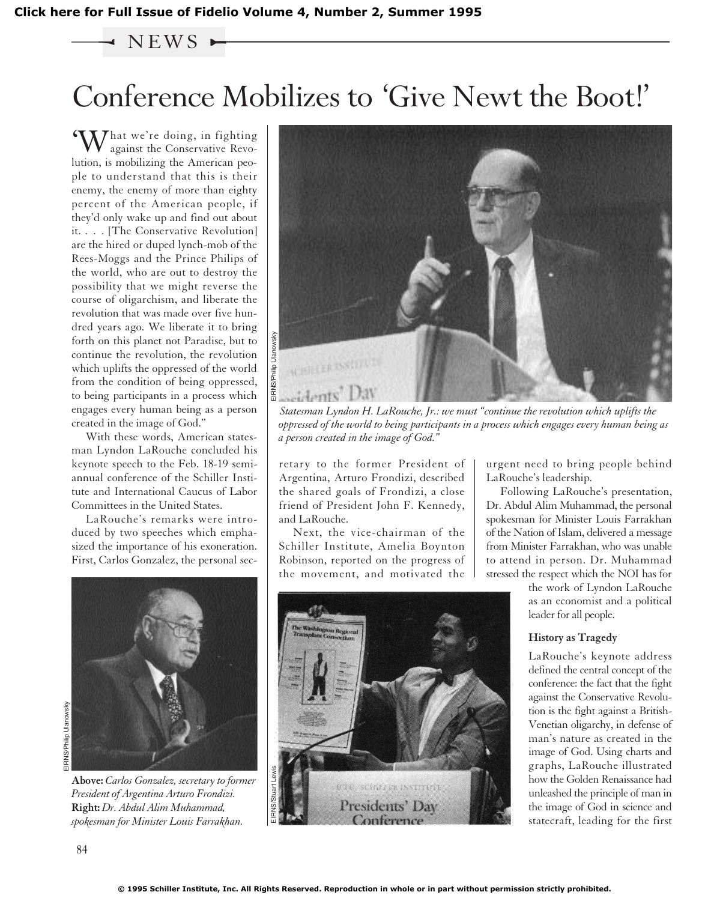Click here for Full Issue of Fidelio Volume 4, Number 2, Summer 1995

NEWS

# Conference Mobilizes to 'Give Newt the Boot!'

'What we're doing, in fighting against the Conservative Revolution, is mobilizing the American people to understand that this is their enemy, the enemy of more than eighty percent of the American people, if they'd only wake up and find out about it. . . . [The Conservative Revolution] are the hired or duped lynch-mob of the Rees-Moggs and the Prince Philips of the world, who are out to destroy the possibility that we might reverse the course of oligarchism, and liberate the revolution that was made over five hundred years ago. We liberate it to bring forth on this planet not Paradise, but to continue the revolution, the revolution which uplifts the oppressed of the world from the condition of being oppressed, to being participants in a process which engages every human being as a person created in the image of God."

With these words, American statesman Lyndon LaRouche concluded his keynote speech to the Feb. 18-19 semi-annual conference of the Schiller Institute and International Caucus of Labor Committees in the United States.

LaRouche's remarks were introduced by two speeches which emphasized the importance of his exoneration. First, Carlos Gonzalez, the personal secretary to the former President of Argentina, Arturo Frondizi, described the shared goals of Frondizi, a close friend of President John F. Kennedy, and LaRouche.

Next, the vice-chairman of the Schiller Institute, Amelia Boynton Robinson, reported on the progress of the movement, and motivated the urgent need to bring people behind LaRouche's leadership.

Following LaRouche's presentation, Dr. Abdul Alim Muhammad, the personal spokesman for Minister Louis Farrakhan of the Nation of Islam, delivered a message from Minister Farrakhan, who was unable to attend in person. Dr. Muhammad stressed the respect which the NOI has for the work of Lyndon LaRouche as an economist and a political leader for all people.

EIRNS/Philip Ulanowsky

*Statesman Lyndon H. LaRouche, Jr.: we must "continue the revolution which uplifts the oppressed of the world to being participants in a process which engages every human being as a person created in the image of God."*

EIRNS/Philip Ulanowsky

EIRNS/Stuart Lewis

**Above:** *Carlos Gonzalez, secretary to former President of Argentina Arturo Frondizi.*
**Right:** *Dr. Abdul Alim Muhammad, spokesman for Minister Louis Farrakhan.*

### History as Tragedy

LaRouche's keynote address defined the central concept of the conference: the fact that the fight against the Conservative Revolution is the fight against a British-Venetian oligarchy, in defense of man's nature as created in the image of God. Using charts and graphs, LaRouche illustrated how the Golden Renaissance had unleashed the principle of man in the image of God in science and statecraft, leading for the first

© 1995 Schiller Institute, Inc. All Rights Reserved. Reproduction in whole or in part without permission strictly prohibited.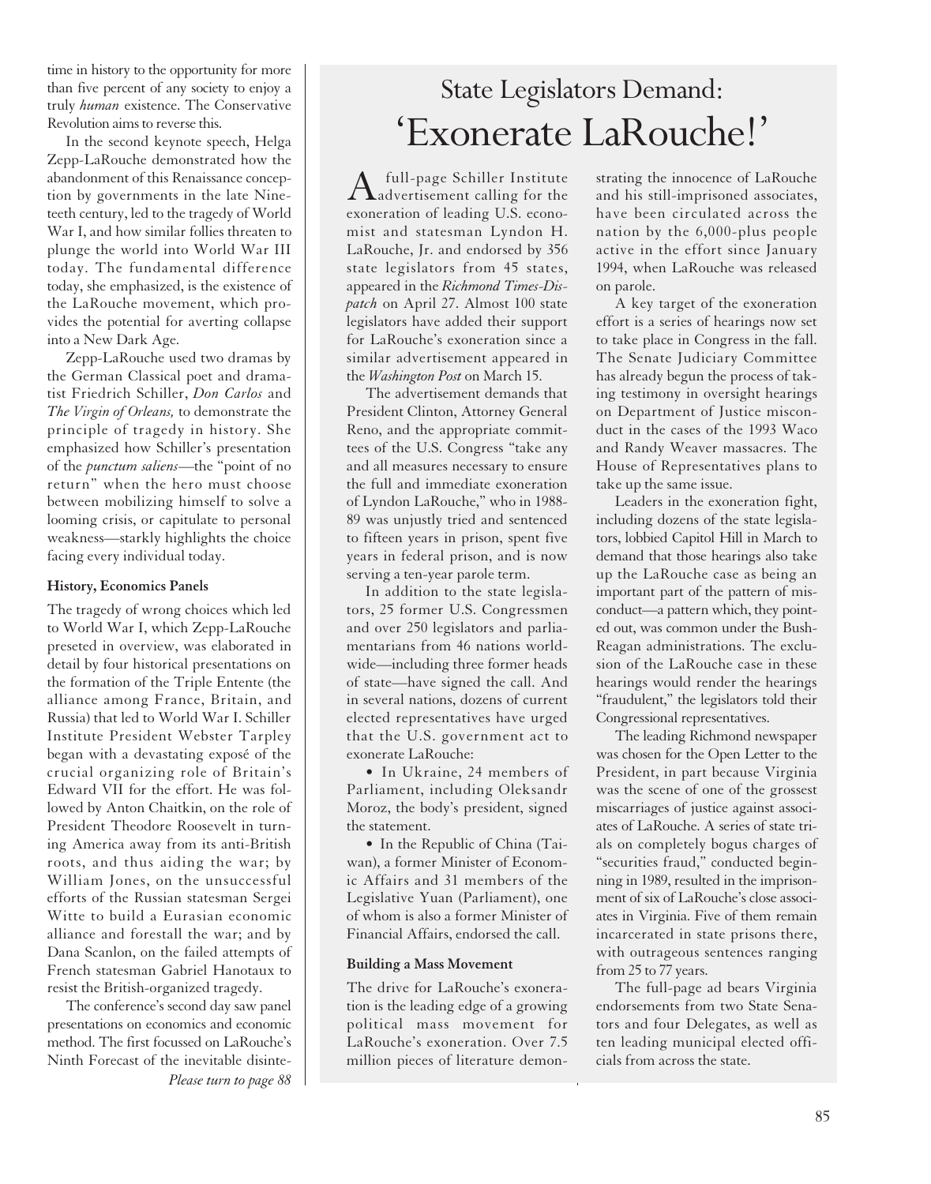time in history to the opportunity for more than five percent of any society to enjoy a truly *human* existence. The Conservative Revolution aims to reverse this.

In the second keynote speech, Helga Zepp-LaRouche demonstrated how the abandonment of this Renaissance conception by governments in the late Nineteenth century, led to the tragedy of World War I, and how similar follies threaten to plunge the world into World War III today. The fundamental difference today, she emphasized, is the existence of the LaRouche movement, which provides the potential for averting collapse into a New Dark Age.

Zepp-LaRouche used two dramas by the German Classical poet and dramatist Friedrich Schiller, *Don Carlos* and *The Virgin of Orleans,* to demonstrate the principle of tragedy in history. She emphasized how Schiller's presentation of the *punctum saliens*—the "point of no return" when the hero must choose between mobilizing himself to solve a looming crisis, or capitulate to personal weakness—starkly highlights the choice facing every individual today.

**History, Economics Panels**

The tragedy of wrong choices which led to World War I, which Zepp-LaRouche preseted in overview, was elaborated in detail by four historical presentations on the formation of the Triple Entente (the alliance among France, Britain, and Russia) that led to World War I. Schiller Institute President Webster Tarpley began with a devastating exposé of the crucial organizing role of Britain's Edward VII for the effort. He was followed by Anton Chaitkin, on the role of President Theodore Roosevelt in turning America away from its anti-British roots, and thus aiding the war; by William Jones, on the unsuccessful efforts of the Russian statesman Sergei Witte to build a Eurasian economic alliance and forestall the war; and by Dana Scanlon, on the failed attempts of French statesman Gabriel Hanotaux to resist the British-organized tragedy.

The conference's second day saw panel presentations on economics and economic method. The first focussed on LaRouche's Ninth Forecast of the inevitable disinte-

*Please turn to page 88*

# State Legislators Demand: 'Exonerate LaRouche!'

A full-page Schiller Institute advertisement calling for the exoneration of leading U.S. economist and statesman Lyndon H. LaRouche, Jr. and endorsed by 356 state legislators from 45 states, appeared in the *Richmond Times-Dispatch* on April 27. Almost 100 state legislators have added their support for LaRouche's exoneration since a similar advertisement appeared in the *Washington Post* on March 15.

The advertisement demands that President Clinton, Attorney General Reno, and the appropriate committees of the U.S. Congress "take any and all measures necessary to ensure the full and immediate exoneration of Lyndon LaRouche," who in 1988-89 was unjustly tried and sentenced to fifteen years in prison, spent five years in federal prison, and is now serving a ten-year parole term.

In addition to the state legislators, 25 former U.S. Congressmen and over 250 legislators and parliamentarians from 46 nations worldwide—including three former heads of state—have signed the call. And in several nations, dozens of current elected representatives have urged that the U.S. government act to exonerate LaRouche:

- In Ukraine, 24 members of Parliament, including Oleksandr Moroz, the body's president, signed the statement.
- In the Republic of China (Taiwan), a former Minister of Economic Affairs and 31 members of the Legislative Yuan (Parliament), one of whom is also a former Minister of Financial Affairs, endorsed the call.

**Building a Mass Movement**

The drive for LaRouche's exoneration is the leading edge of a growing political mass movement for LaRouche's exoneration. Over 7.5 million pieces of literature demonstrating the innocence of LaRouche and his still-imprisoned associates, have been circulated across the nation by the 6,000-plus people active in the effort since January 1994, when LaRouche was released on parole.

A key target of the exoneration effort is a series of hearings now set to take place in Congress in the fall. The Senate Judiciary Committee has already begun the process of taking testimony in oversight hearings on Department of Justice misconduct in the cases of the 1993 Waco and Randy Weaver massacres. The House of Representatives plans to take up the same issue.

Leaders in the exoneration fight, including dozens of the state legislators, lobbied Capitol Hill in March to demand that those hearings also take up the LaRouche case as being an important part of the pattern of misconduct—a pattern which, they pointed out, was common under the Bush-Reagan administrations. The exclusion of the LaRouche case in these hearings would render the hearings "fraudulent," the legislators told their Congressional representatives.

The leading Richmond newspaper was chosen for the Open Letter to the President, in part because Virginia was the scene of one of the grossest miscarriages of justice against associates of LaRouche. A series of state trials on completely bogus charges of "securities fraud," conducted beginning in 1989, resulted in the imprisonment of six of LaRouche's close associates in Virginia. Five of them remain incarcerated in state prisons there, with outrageous sentences ranging from 25 to 77 years.

The full-page ad bears Virginia endorsements from two State Senators and four Delegates, as well as ten leading municipal elected officials from across the state.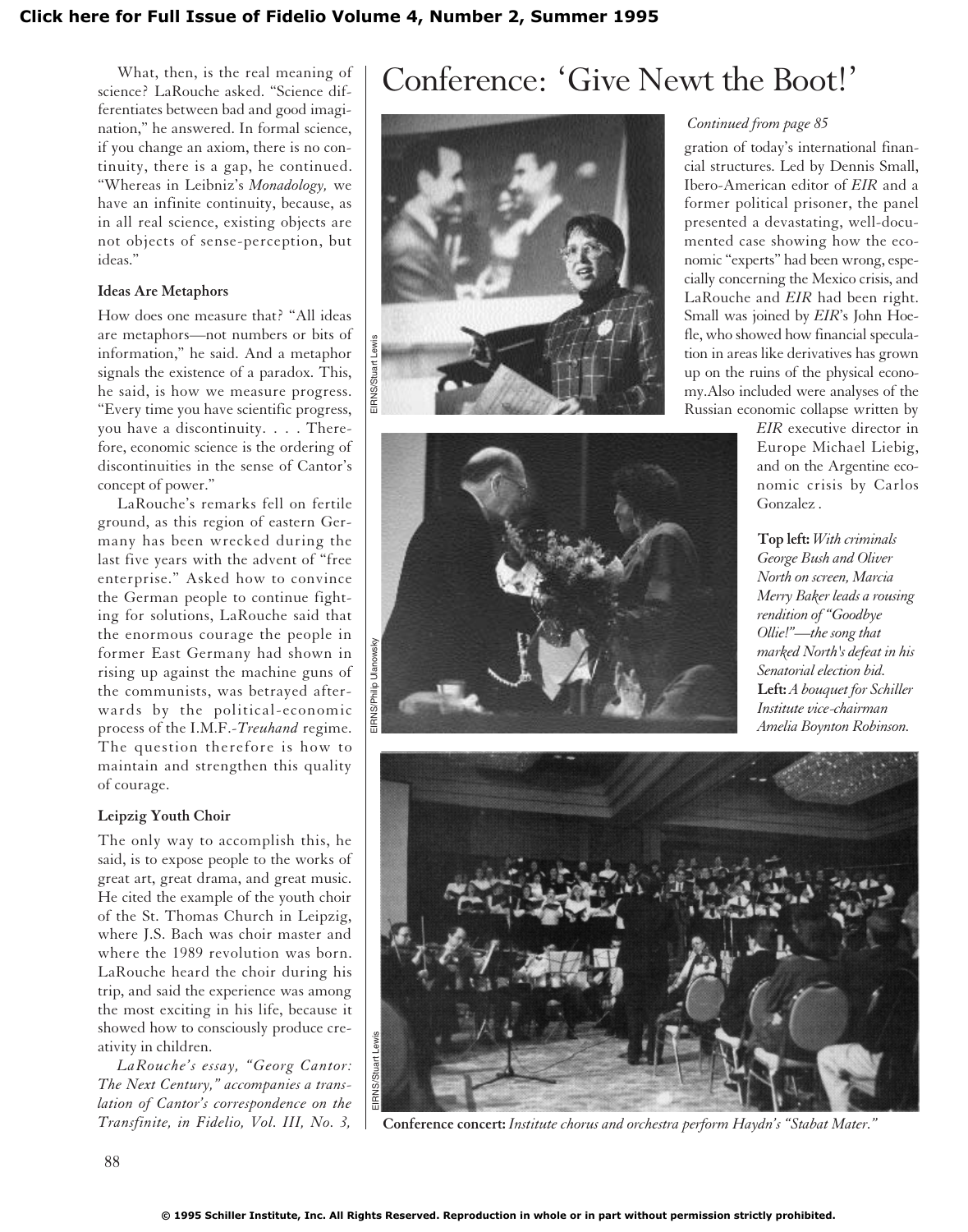What, then, is the real meaning of science? LaRouche asked. "Science differentiates between bad and good imagination," he answered. In formal science, if you change an axiom, there is no continuity, there is a gap, he continued. "Whereas in Leibniz's *Monadology,* we have an infinite continuity, because, as in all real science, existing objects are not objects of sense-perception, but ideas."

### Ideas Are Metaphors

How does one measure that? "All ideas are metaphors—not numbers or bits of information," he said. And a metaphor signals the existence of a paradox. This, he said, is how we measure progress. "Every time you have scientific progress, you have a discontinuity. . . . Therefore, economic science is the ordering of discontinuities in the sense of Cantor's concept of power."

LaRouche's remarks fell on fertile ground, as this region of eastern Germany has been wrecked during the last five years with the advent of "free enterprise." Asked how to convince the German people to continue fighting for solutions, LaRouche said that the enormous courage the people in former East Germany had shown in rising up against the machine guns of the communists, was betrayed afterwards by the political-economic process of the I.M.F.-*Treuhand* regime. The question therefore is how to maintain and strengthen this quality of courage.

### Leipzig Youth Choir

The only way to accomplish this, he said, is to expose people to the works of great art, great drama, and great music. He cited the example of the youth choir of the St. Thomas Church in Leipzig, where J.S. Bach was choir master and where the 1989 revolution was born. LaRouche heard the choir during his trip, and said the experience was among the most exciting in his life, because it showed how to consciously produce creativity in children.

*LaRouche's essay, "Georg Cantor: The Next Century," accompanies a translation of Cantor's correspondence on the Transfinite, in Fidelio, Vol. III, No. 3,*

# Conference: 'Give Newt the Boot!'

*Continued from page 85*

gration of today's international financial structures. Led by Dennis Small, Ibero-American editor of *EIR* and a former political prisoner, the panel presented a devastating, well-documented case showing how the economic "experts" had been wrong, especially concerning the Mexico crisis, and LaRouche and *EIR* had been right. Small was joined by *EIR*'s John Hoefle, who showed how financial speculation in areas like derivatives has grown up on the ruins of the physical economy. Also included were analyses of the Russian economic collapse written by *EIR* executive director in Europe Michael Liebig, and on the Argentine economic crisis by Carlos Gonzalez .

EIRNS/Stuart Lewis

EIRNS/Philip Ulanowsky

**Top left:** *With criminals George Bush and Oliver North on screen, Marcia Merry Baker leads a rousing rendition of "Goodbye Ollie!"—the song that marked North's defeat in his Senatorial election bid.*
**Left:** *A bouquet for Schiller Institute vice-chairman Amelia Boynton Robinson.*

EIRNS/Stuart Lewis

**Conference concert:** *Institute chorus and orchestra perform Haydn's "Stabat Mater."*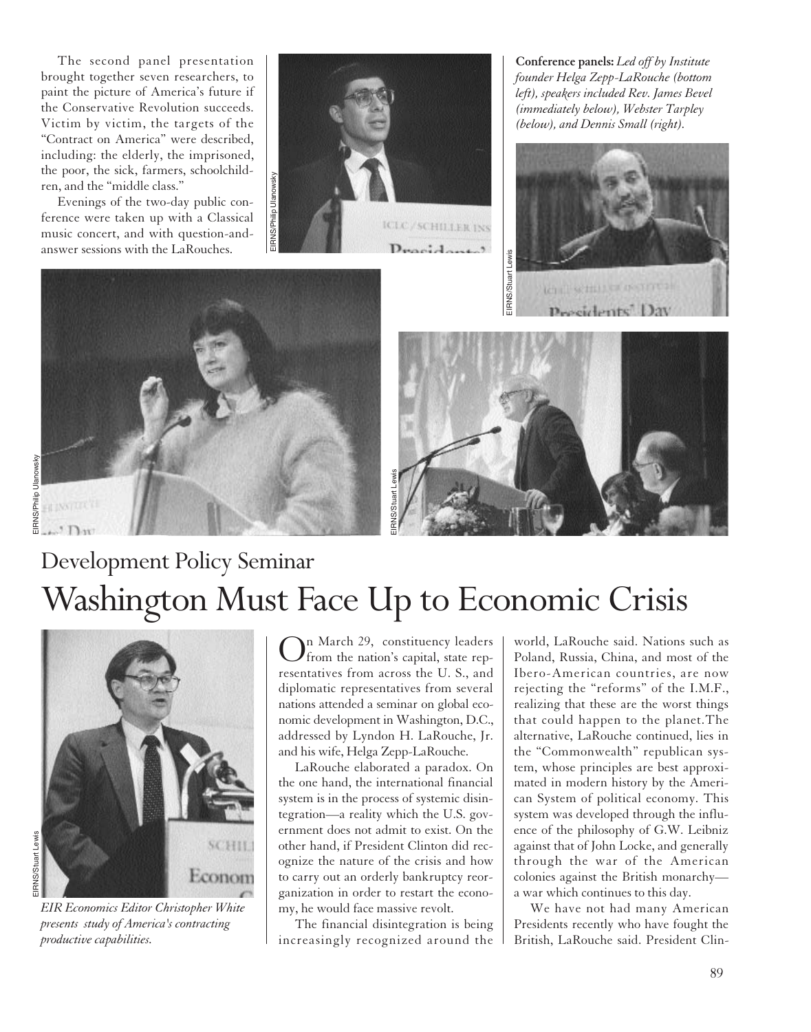The second panel presentation brought together seven researchers, to paint the picture of America's future if the Conservative Revolution succeeds. Victim by victim, the targets of the "Contract on America" were described, including: the elderly, the imprisoned, the poor, the sick, farmers, schoolchildren, and the "middle class."

Evenings of the two-day public conference were taken up with a Classical music concert, and with question-and-answer sessions with the LaRouches.

**Conference panels:** *Led off by Institute founder Helga Zepp-LaRouche (bottom left), speakers included Rev. James Bevel (immediately below), Webster Tarpley (below), and Dennis Small (right).*

## Development Policy Seminar

# Washington Must Face Up to Economic Crisis

*EIR Economics Editor Christopher White presents study of America's contracting productive capabilities.*

On March 29, constituency leaders from the nation's capital, state representatives from across the U. S., and diplomatic representatives from several nations attended a seminar on global economic development in Washington, D.C., addressed by Lyndon H. LaRouche, Jr. and his wife, Helga Zepp-LaRouche.

LaRouche elaborated a paradox. On the one hand, the international financial system is in the process of systemic disintegration—a reality which the U.S. government does not admit to exist. On the other hand, if President Clinton did recognize the nature of the crisis and how to carry out an orderly bankruptcy reorganization in order to restart the economy, he would face massive revolt.

The financial disintegration is being increasingly recognized around the world, LaRouche said. Nations such as Poland, Russia, China, and most of the Ibero-American countries, are now rejecting the "reforms" of the I.M.F., realizing that these are the worst things that could happen to the planet. The alternative, LaRouche continued, lies in the "Commonwealth" republican system, whose principles are best approximated in modern history by the American System of political economy. This system was developed through the influence of the philosophy of G.W. Leibniz against that of John Locke, and generally through the war of the American colonies against the British monarchy—a war which continues to this day.

We have not had many American Presidents recently who have fought the British, LaRouche said. President Clin-